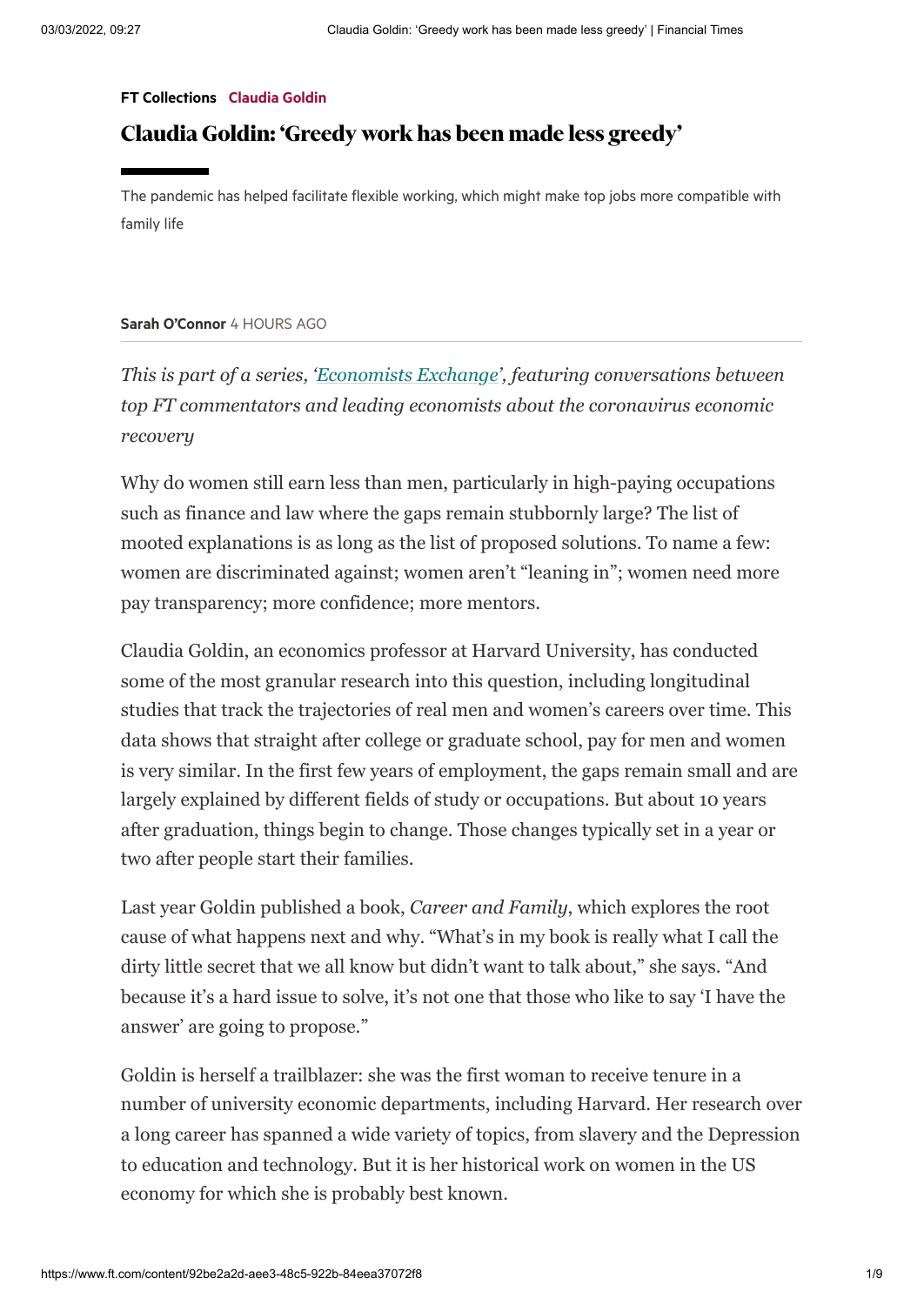**FT Collections** Claudia Goldin

# Claudia Goldin: 'Greedy work has been made less greedy'

The pandemic has helped facilitate flexible working, which might make top jobs more compatible with family life

**Sarah O'Connor** 4 HOURS AGO

*This is part of a series, 'Economists Exchange', featuring conversations between top FT commentators and leading economists about the coronavirus economic recovery*

Why do women still earn less than men, particularly in high-paying occupations such as finance and law where the gaps remain stubbornly large? The list of mooted explanations is as long as the list of proposed solutions. To name a few: women are discriminated against; women aren't "leaning in"; women need more pay transparency; more confidence; more mentors.

Claudia Goldin, an economics professor at Harvard University, has conducted some of the most granular research into this question, including longitudinal studies that track the trajectories of real men and women's careers over time. This data shows that straight after college or graduate school, pay for men and women is very similar. In the first few years of employment, the gaps remain small and are largely explained by different fields of study or occupations. But about 10 years after graduation, things begin to change. Those changes typically set in a year or two after people start their families.

Last year Goldin published a book, *Career and Family*, which explores the root cause of what happens next and why. "What's in my book is really what I call the dirty little secret that we all know but didn't want to talk about," she says. "And because it's a hard issue to solve, it's not one that those who like to say 'I have the answer' are going to propose."

Goldin is herself a trailblazer: she was the first woman to receive tenure in a number of university economic departments, including Harvard. Her research over a long career has spanned a wide variety of topics, from slavery and the Depression to education and technology. But it is her historical work on women in the US economy for which she is probably best known.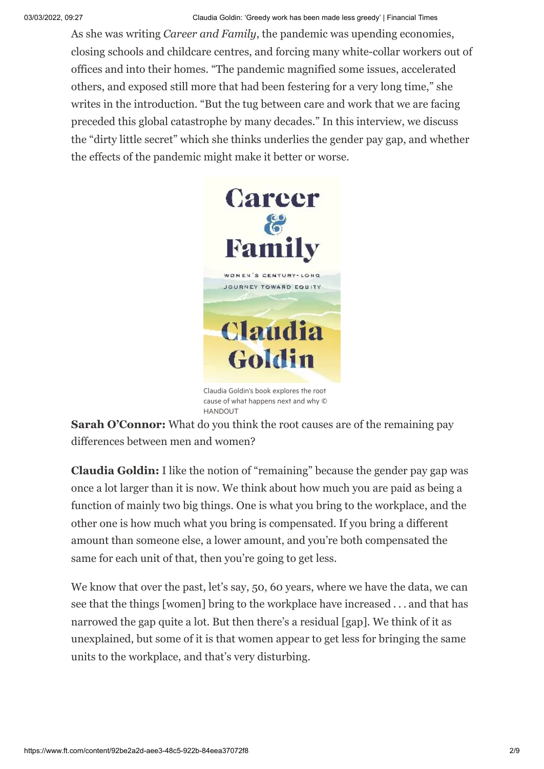As she was writing *Career and Family*, the pandemic was upending economies, closing schools and childcare centres, and forcing many white-collar workers out of offices and into their homes. "The pandemic magnified some issues, accelerated others, and exposed still more that had been festering for a very long time," she writes in the introduction. "But the tug between care and work that we are facing preceded this global catastrophe by many decades." In this interview, we discuss the "dirty little secret" which she thinks underlies the gender pay gap, and whether the effects of the pandemic might make it better or worse.

Claudia Goldin's book explores the root cause of what happens next and why © HANDOUT

**Sarah O'Connor:** What do you think the root causes are of the remaining pay differences between men and women?

**Claudia Goldin:** I like the notion of "remaining" because the gender pay gap was once a lot larger than it is now. We think about how much you are paid as being a function of mainly two big things. One is what you bring to the workplace, and the other one is how much what you bring is compensated. If you bring a different amount than someone else, a lower amount, and you're both compensated the same for each unit of that, then you're going to get less.

We know that over the past, let's say, 50, 60 years, where we have the data, we can see that the things [women] bring to the workplace have increased . . . and that has narrowed the gap quite a lot. But then there's a residual [gap]. We think of it as unexplained, but some of it is that women appear to get less for bringing the same units to the workplace, and that's very disturbing.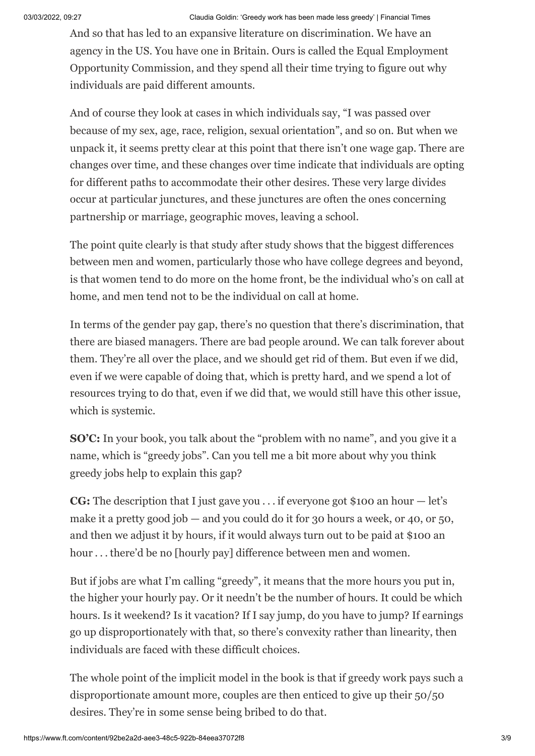And so that has led to an expansive literature on discrimination. We have an agency in the US. You have one in Britain. Ours is called the Equal Employment Opportunity Commission, and they spend all their time trying to figure out why individuals are paid different amounts.

And of course they look at cases in which individuals say, "I was passed over because of my sex, age, race, religion, sexual orientation", and so on. But when we unpack it, it seems pretty clear at this point that there isn't one wage gap. There are changes over time, and these changes over time indicate that individuals are opting for different paths to accommodate their other desires. These very large divides occur at particular junctures, and these junctures are often the ones concerning partnership or marriage, geographic moves, leaving a school.

The point quite clearly is that study after study shows that the biggest differences between men and women, particularly those who have college degrees and beyond, is that women tend to do more on the home front, be the individual who's on call at home, and men tend not to be the individual on call at home.

In terms of the gender pay gap, there's no question that there's discrimination, that there are biased managers. There are bad people around. We can talk forever about them. They're all over the place, and we should get rid of them. But even if we did, even if we were capable of doing that, which is pretty hard, and we spend a lot of resources trying to do that, even if we did that, we would still have this other issue, which is systemic.

**SO'C:** In your book, you talk about the "problem with no name", and you give it a name, which is "greedy jobs". Can you tell me a bit more about why you think greedy jobs help to explain this gap?

**CG:** The description that I just gave you . . . if everyone got $100 an hour — let's make it a pretty good job — and you could do it for 30 hours a week, or 40, or 50, and then we adjust it by hours, if it would always turn out to be paid at $100 an hour . . . there'd be no [hourly pay] difference between men and women.

But if jobs are what I'm calling "greedy", it means that the more hours you put in, the higher your hourly pay. Or it needn't be the number of hours. It could be which hours. Is it weekend? Is it vacation? If I say jump, do you have to jump? If earnings go up disproportionately with that, so there's convexity rather than linearity, then individuals are faced with these difficult choices.

The whole point of the implicit model in the book is that if greedy work pays such a disproportionate amount more, couples are then enticed to give up their 50/50 desires. They're in some sense being bribed to do that.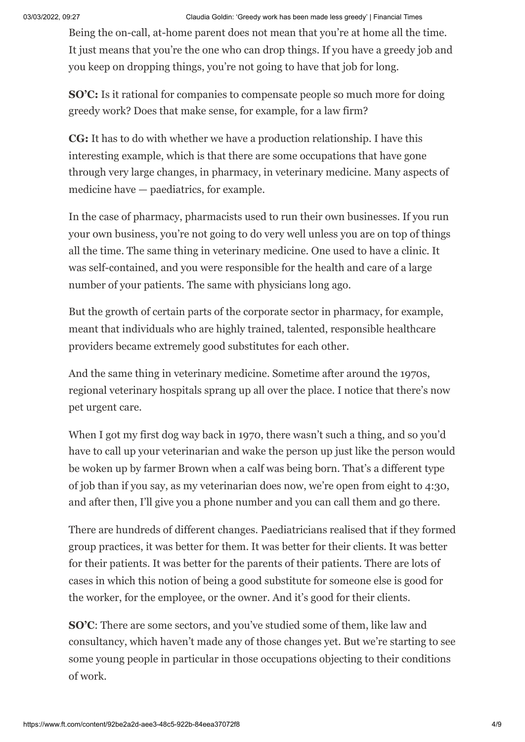Being the on-call, at-home parent does not mean that you're at home all the time. It just means that you're the one who can drop things. If you have a greedy job and you keep on dropping things, you're not going to have that job for long.

**SO'C:** Is it rational for companies to compensate people so much more for doing greedy work? Does that make sense, for example, for a law firm?

**CG:** It has to do with whether we have a production relationship. I have this interesting example, which is that there are some occupations that have gone through very large changes, in pharmacy, in veterinary medicine. Many aspects of medicine have — paediatrics, for example.

In the case of pharmacy, pharmacists used to run their own businesses. If you run your own business, you're not going to do very well unless you are on top of things all the time. The same thing in veterinary medicine. One used to have a clinic. It was self-contained, and you were responsible for the health and care of a large number of your patients. The same with physicians long ago.

But the growth of certain parts of the corporate sector in pharmacy, for example, meant that individuals who are highly trained, talented, responsible healthcare providers became extremely good substitutes for each other.

And the same thing in veterinary medicine. Sometime after around the 1970s, regional veterinary hospitals sprang up all over the place. I notice that there's now pet urgent care.

When I got my first dog way back in 1970, there wasn't such a thing, and so you'd have to call up your veterinarian and wake the person up just like the person would be woken up by farmer Brown when a calf was being born. That's a different type of job than if you say, as my veterinarian does now, we're open from eight to 4:30, and after then, I'll give you a phone number and you can call them and go there.

There are hundreds of different changes. Paediatricians realised that if they formed group practices, it was better for them. It was better for their clients. It was better for their patients. It was better for the parents of their patients. There are lots of cases in which this notion of being a good substitute for someone else is good for the worker, for the employee, or the owner. And it's good for their clients.

**SO'C**: There are some sectors, and you've studied some of them, like law and consultancy, which haven't made any of those changes yet. But we're starting to see some young people in particular in those occupations objecting to their conditions of work.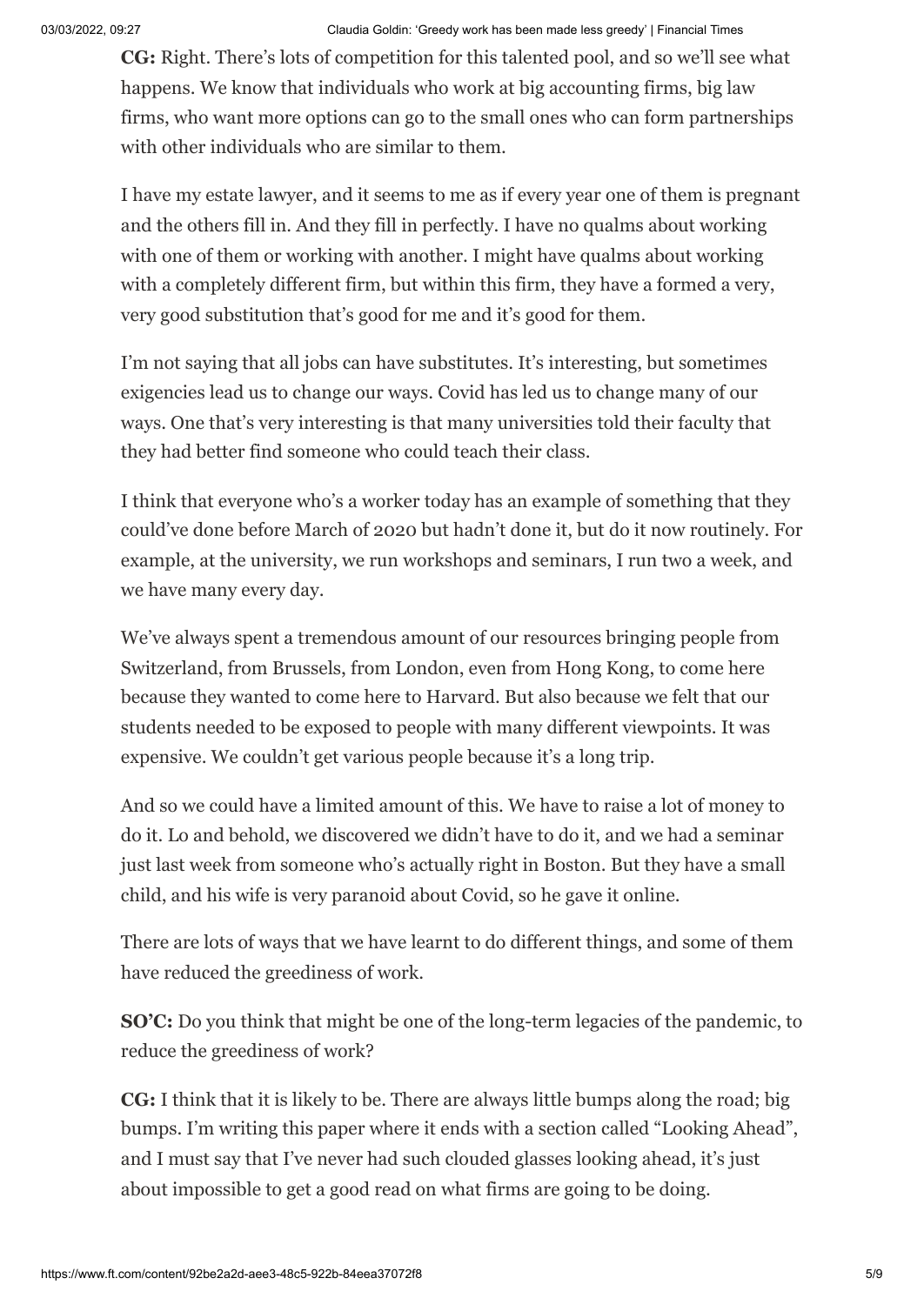**CG:** Right. There's lots of competition for this talented pool, and so we'll see what happens. We know that individuals who work at big accounting firms, big law firms, who want more options can go to the small ones who can form partnerships with other individuals who are similar to them.

I have my estate lawyer, and it seems to me as if every year one of them is pregnant and the others fill in. And they fill in perfectly. I have no qualms about working with one of them or working with another. I might have qualms about working with a completely different firm, but within this firm, they have a formed a very, very good substitution that's good for me and it's good for them.

I'm not saying that all jobs can have substitutes. It's interesting, but sometimes exigencies lead us to change our ways. Covid has led us to change many of our ways. One that's very interesting is that many universities told their faculty that they had better find someone who could teach their class.

I think that everyone who's a worker today has an example of something that they could've done before March of 2020 but hadn't done it, but do it now routinely. For example, at the university, we run workshops and seminars, I run two a week, and we have many every day.

We've always spent a tremendous amount of our resources bringing people from Switzerland, from Brussels, from London, even from Hong Kong, to come here because they wanted to come here to Harvard. But also because we felt that our students needed to be exposed to people with many different viewpoints. It was expensive. We couldn't get various people because it's a long trip.

And so we could have a limited amount of this. We have to raise a lot of money to do it. Lo and behold, we discovered we didn't have to do it, and we had a seminar just last week from someone who's actually right in Boston. But they have a small child, and his wife is very paranoid about Covid, so he gave it online.

There are lots of ways that we have learnt to do different things, and some of them have reduced the greediness of work.

**SO'C:** Do you think that might be one of the long-term legacies of the pandemic, to reduce the greediness of work?

**CG:** I think that it is likely to be. There are always little bumps along the road; big bumps. I'm writing this paper where it ends with a section called "Looking Ahead", and I must say that I've never had such clouded glasses looking ahead, it's just about impossible to get a good read on what firms are going to be doing.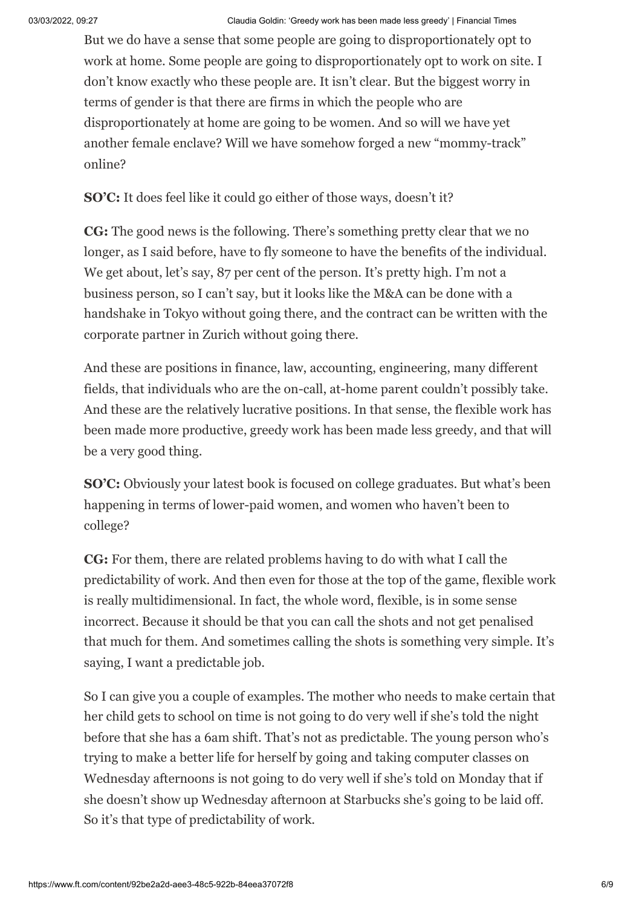But we do have a sense that some people are going to disproportionately opt to work at home. Some people are going to disproportionately opt to work on site. I don't know exactly who these people are. It isn't clear. But the biggest worry in terms of gender is that there are firms in which the people who are disproportionately at home are going to be women. And so will we have yet another female enclave? Will we have somehow forged a new "mommy-track" online?

**SO'C:** It does feel like it could go either of those ways, doesn't it?

**CG:** The good news is the following. There's something pretty clear that we no longer, as I said before, have to fly someone to have the benefits of the individual. We get about, let's say, 87 per cent of the person. It's pretty high. I'm not a business person, so I can't say, but it looks like the M&A can be done with a handshake in Tokyo without going there, and the contract can be written with the corporate partner in Zurich without going there.

And these are positions in finance, law, accounting, engineering, many different fields, that individuals who are the on-call, at-home parent couldn't possibly take. And these are the relatively lucrative positions. In that sense, the flexible work has been made more productive, greedy work has been made less greedy, and that will be a very good thing.

**SO'C:** Obviously your latest book is focused on college graduates. But what's been happening in terms of lower-paid women, and women who haven't been to college?

**CG:** For them, there are related problems having to do with what I call the predictability of work. And then even for those at the top of the game, flexible work is really multidimensional. In fact, the whole word, flexible, is in some sense incorrect. Because it should be that you can call the shots and not get penalised that much for them. And sometimes calling the shots is something very simple. It's saying, I want a predictable job.

So I can give you a couple of examples. The mother who needs to make certain that her child gets to school on time is not going to do very well if she's told the night before that she has a 6am shift. That's not as predictable. The young person who's trying to make a better life for herself by going and taking computer classes on Wednesday afternoons is not going to do very well if she's told on Monday that if she doesn't show up Wednesday afternoon at Starbucks she's going to be laid off. So it's that type of predictability of work.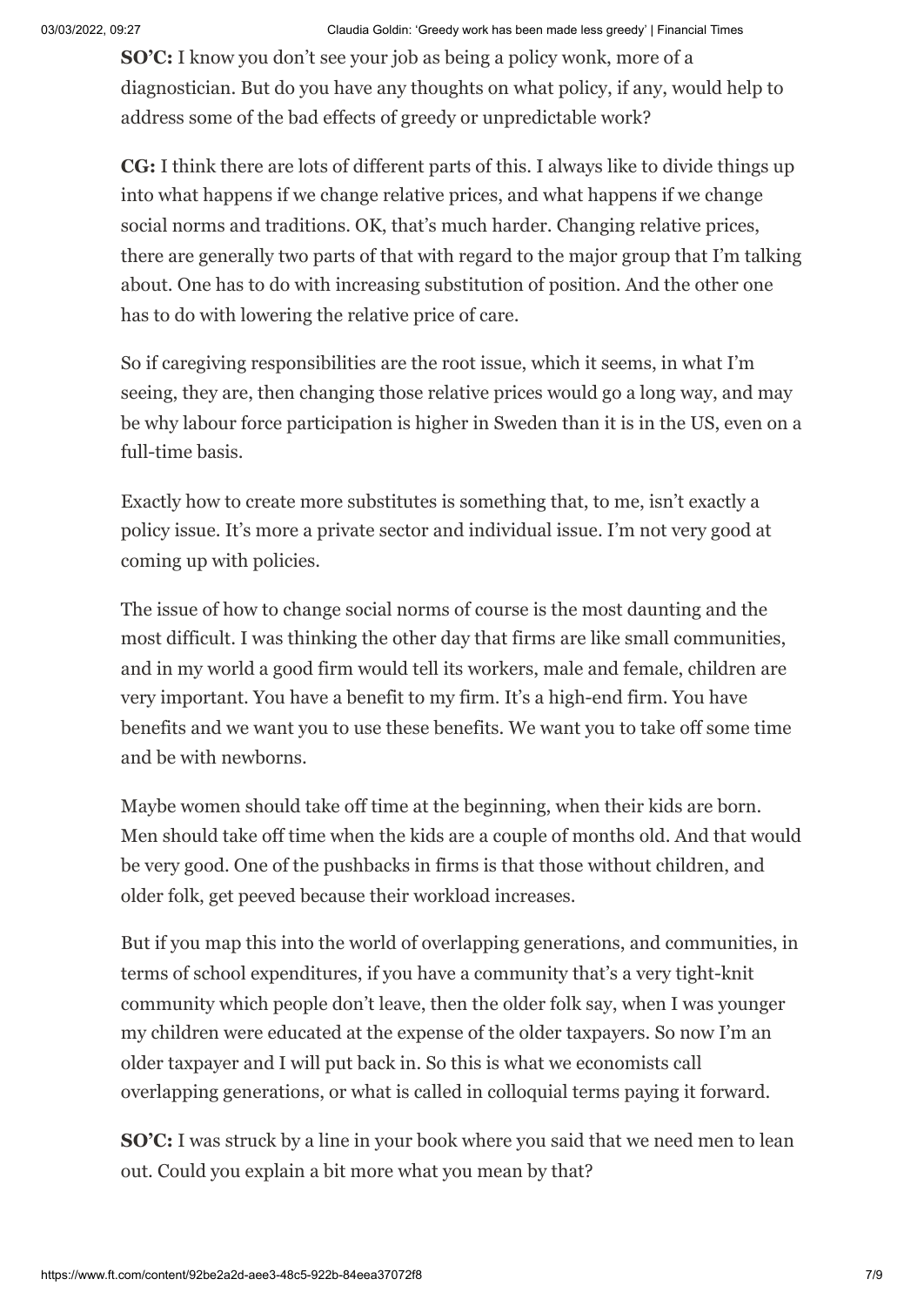**SO'C:** I know you don't see your job as being a policy wonk, more of a diagnostician. But do you have any thoughts on what policy, if any, would help to address some of the bad effects of greedy or unpredictable work?

**CG:** I think there are lots of different parts of this. I always like to divide things up into what happens if we change relative prices, and what happens if we change social norms and traditions. OK, that's much harder. Changing relative prices, there are generally two parts of that with regard to the major group that I'm talking about. One has to do with increasing substitution of position. And the other one has to do with lowering the relative price of care.

So if caregiving responsibilities are the root issue, which it seems, in what I'm seeing, they are, then changing those relative prices would go a long way, and may be why labour force participation is higher in Sweden than it is in the US, even on a full-time basis.

Exactly how to create more substitutes is something that, to me, isn't exactly a policy issue. It's more a private sector and individual issue. I'm not very good at coming up with policies.

The issue of how to change social norms of course is the most daunting and the most difficult. I was thinking the other day that firms are like small communities, and in my world a good firm would tell its workers, male and female, children are very important. You have a benefit to my firm. It's a high-end firm. You have benefits and we want you to use these benefits. We want you to take off some time and be with newborns.

Maybe women should take off time at the beginning, when their kids are born. Men should take off time when the kids are a couple of months old. And that would be very good. One of the pushbacks in firms is that those without children, and older folk, get peeved because their workload increases.

But if you map this into the world of overlapping generations, and communities, in terms of school expenditures, if you have a community that's a very tight-knit community which people don't leave, then the older folk say, when I was younger my children were educated at the expense of the older taxpayers. So now I'm an older taxpayer and I will put back in. So this is what we economists call overlapping generations, or what is called in colloquial terms paying it forward.

**SO'C:** I was struck by a line in your book where you said that we need men to lean out. Could you explain a bit more what you mean by that?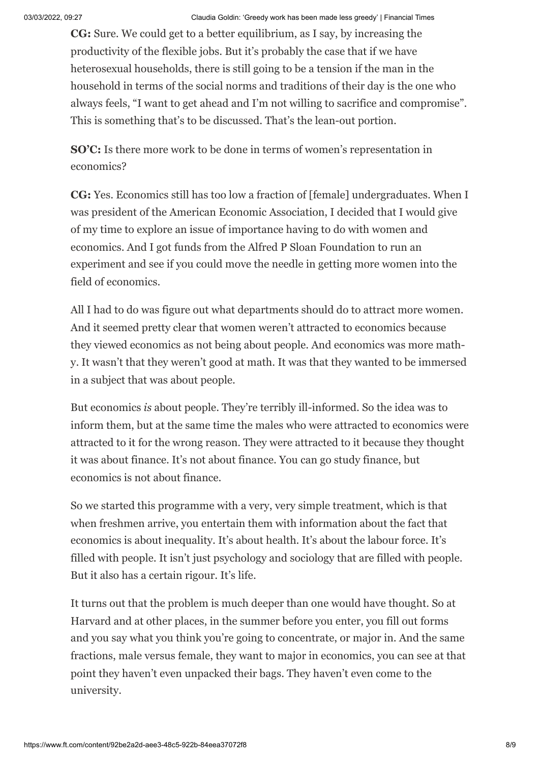**CG:** Sure. We could get to a better equilibrium, as I say, by increasing the productivity of the flexible jobs. But it's probably the case that if we have heterosexual households, there is still going to be a tension if the man in the household in terms of the social norms and traditions of their day is the one who always feels, "I want to get ahead and I'm not willing to sacrifice and compromise". This is something that's to be discussed. That's the lean-out portion.

**SO'C:** Is there more work to be done in terms of women's representation in economics?

**CG:** Yes. Economics still has too low a fraction of [female] undergraduates. When I was president of the American Economic Association, I decided that I would give of my time to explore an issue of importance having to do with women and economics. And I got funds from the Alfred P Sloan Foundation to run an experiment and see if you could move the needle in getting more women into the field of economics.

All I had to do was figure out what departments should do to attract more women. And it seemed pretty clear that women weren't attracted to economics because they viewed economics as not being about people. And economics was more math-y. It wasn't that they weren't good at math. It was that they wanted to be immersed in a subject that was about people.

But economics *is* about people. They're terribly ill-informed. So the idea was to inform them, but at the same time the males who were attracted to economics were attracted to it for the wrong reason. They were attracted to it because they thought it was about finance. It's not about finance. You can go study finance, but economics is not about finance.

So we started this programme with a very, very simple treatment, which is that when freshmen arrive, you entertain them with information about the fact that economics is about inequality. It's about health. It's about the labour force. It's filled with people. It isn't just psychology and sociology that are filled with people. But it also has a certain rigour. It's life.

It turns out that the problem is much deeper than one would have thought. So at Harvard and at other places, in the summer before you enter, you fill out forms and you say what you think you're going to concentrate, or major in. And the same fractions, male versus female, they want to major in economics, you can see at that point they haven't even unpacked their bags. They haven't even come to the university.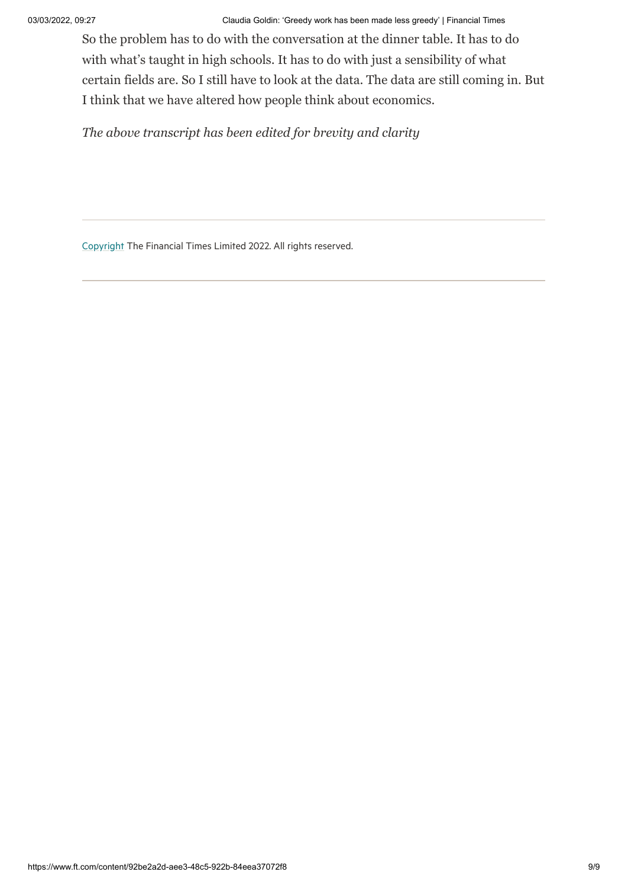So the problem has to do with the conversation at the dinner table. It has to do with what's taught in high schools. It has to do with just a sensibility of what certain fields are. So I still have to look at the data. The data are still coming in. But I think that we have altered how people think about economics.

*The above transcript has been edited for brevity and clarity*

---

Copyright The Financial Times Limited 2022. All rights reserved.